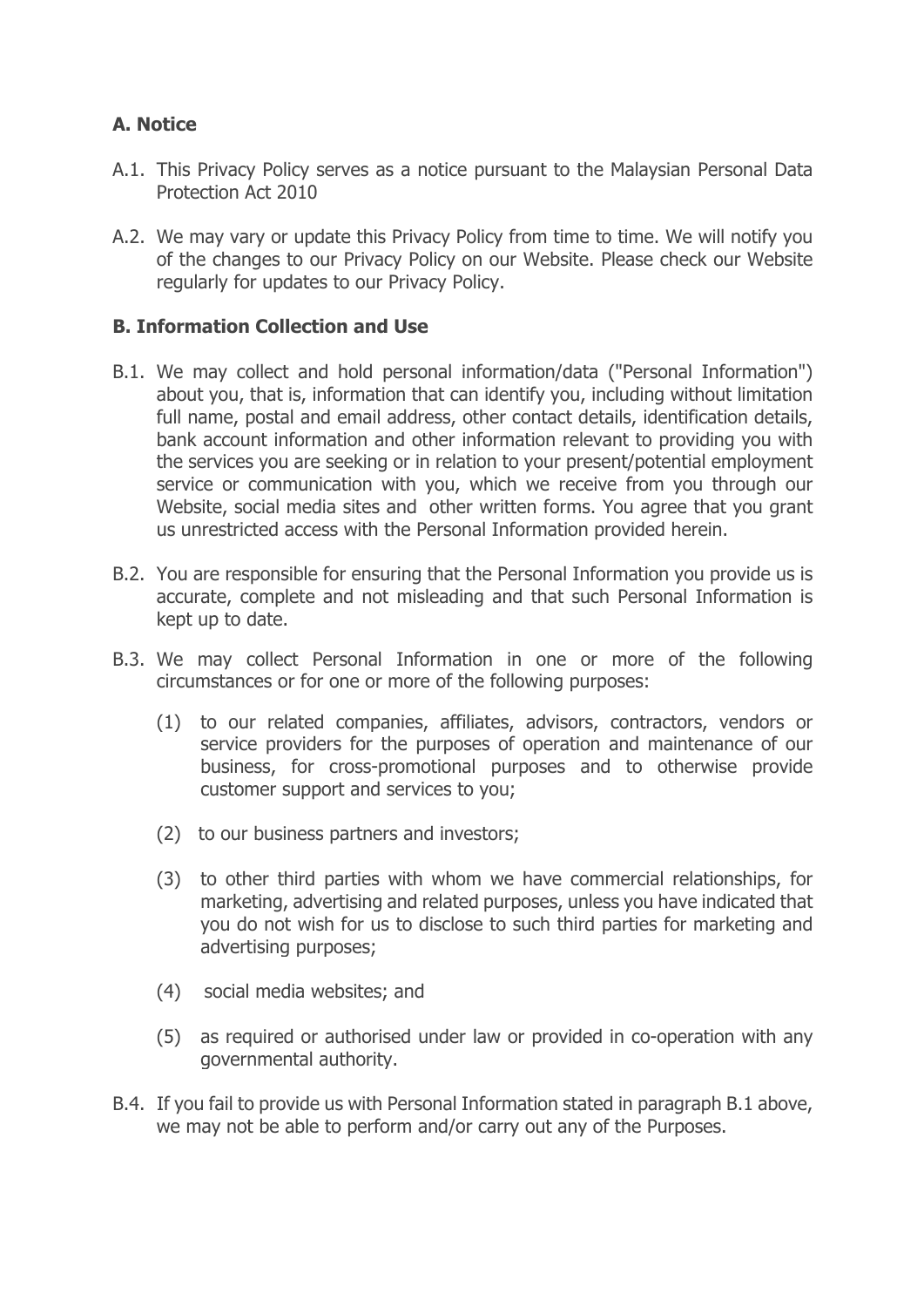## A. Notice

A.1. This Privacy Policy serves as a notice pursuant to the Malaysian Personal Data Protection Act 2010

A.2. We may vary or update this Privacy Policy from time to time. We will notify you of the changes to our Privacy Policy on our Website. Please check our Website regularly for updates to our Privacy Policy.

## B. Information Collection and Use

B.1. We may collect and hold personal information/data ("Personal Information") about you, that is, information that can identify you, including without limitation full name, postal and email address, other contact details, identification details, bank account information and other information relevant to providing you with the services you are seeking or in relation to your present/potential employment service or communication with you, which we receive from you through our Website, social media sites and other written forms. You agree that you grant us unrestricted access with the Personal Information provided herein.

B.2. You are responsible for ensuring that the Personal Information you provide us is accurate, complete and not misleading and that such Personal Information is kept up to date.

B.3. We may collect Personal Information in one or more of the following circumstances or for one or more of the following purposes:

(1) to our related companies, affiliates, advisors, contractors, vendors or service providers for the purposes of operation and maintenance of our business, for cross-promotional purposes and to otherwise provide customer support and services to you;

(2) to our business partners and investors;

(3) to other third parties with whom we have commercial relationships, for marketing, advertising and related purposes, unless you have indicated that you do not wish for us to disclose to such third parties for marketing and advertising purposes;

(4) social media websites; and

(5) as required or authorised under law or provided in co-operation with any governmental authority.

B.4. If you fail to provide us with Personal Information stated in paragraph B.1 above, we may not be able to perform and/or carry out any of the Purposes.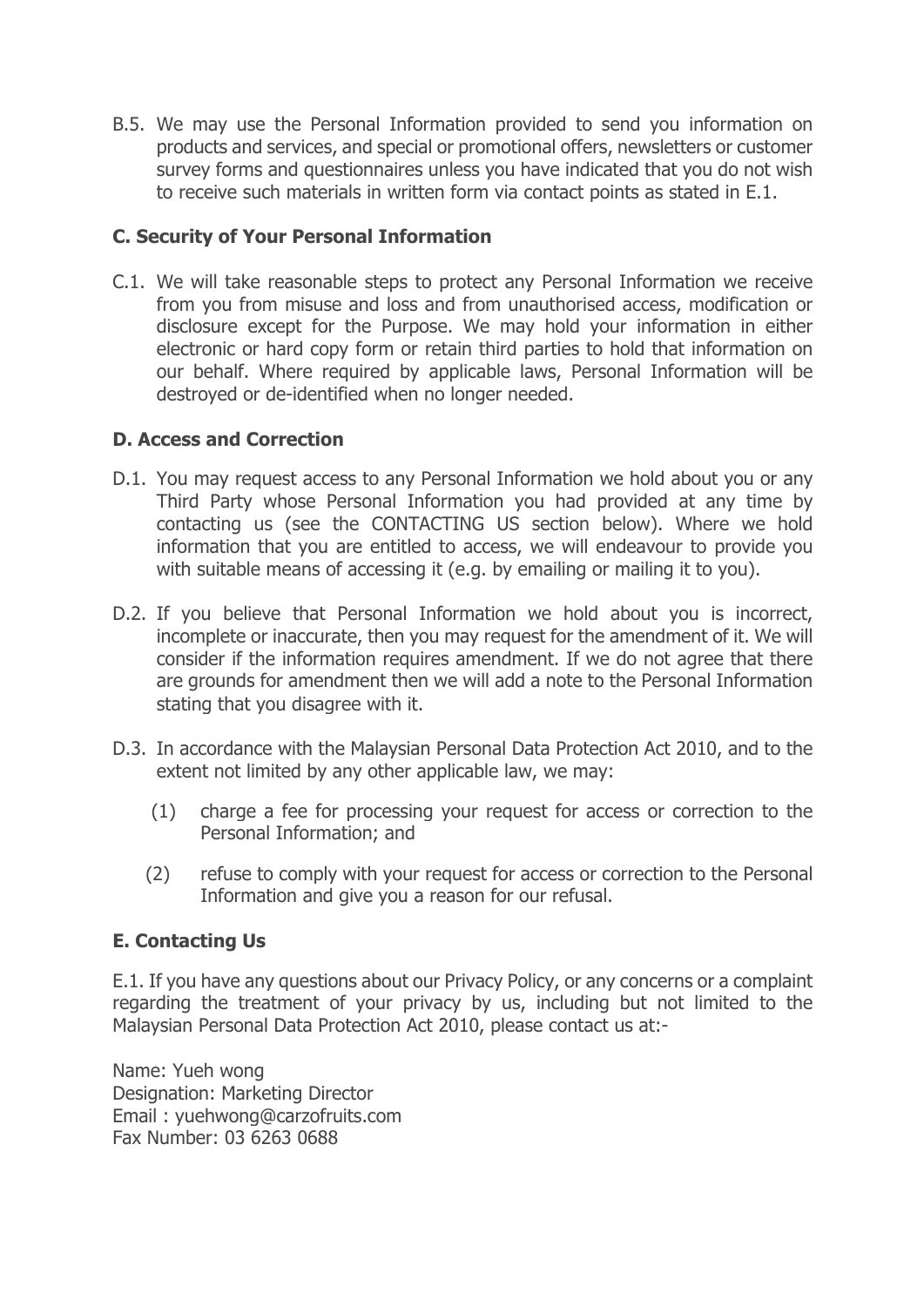B.5. We may use the Personal Information provided to send you information on products and services, and special or promotional offers, newsletters or customer survey forms and questionnaires unless you have indicated that you do not wish to receive such materials in written form via contact points as stated in E.1.

## C. Security of Your Personal Information

C.1. We will take reasonable steps to protect any Personal Information we receive from you from misuse and loss and from unauthorised access, modification or disclosure except for the Purpose. We may hold your information in either electronic or hard copy form or retain third parties to hold that information on our behalf. Where required by applicable laws, Personal Information will be destroyed or de-identified when no longer needed.

## D. Access and Correction

D.1. You may request access to any Personal Information we hold about you or any Third Party whose Personal Information you had provided at any time by contacting us (see the CONTACTING US section below). Where we hold information that you are entitled to access, we will endeavour to provide you with suitable means of accessing it (e.g. by emailing or mailing it to you).

D.2. If you believe that Personal Information we hold about you is incorrect, incomplete or inaccurate, then you may request for the amendment of it. We will consider if the information requires amendment. If we do not agree that there are grounds for amendment then we will add a note to the Personal Information stating that you disagree with it.

D.3. In accordance with the Malaysian Personal Data Protection Act 2010, and to the extent not limited by any other applicable law, we may:

(1) charge a fee for processing your request for access or correction to the Personal Information; and

(2) refuse to comply with your request for access or correction to the Personal Information and give you a reason for our refusal.

## E. Contacting Us

E.1. If you have any questions about our Privacy Policy, or any concerns or a complaint regarding the treatment of your privacy by us, including but not limited to the Malaysian Personal Data Protection Act 2010, please contact us at:-

Name: Yueh wong
Designation: Marketing Director
Email : yuehwong@carzofruits.com
Fax Number: 03 6263 0688